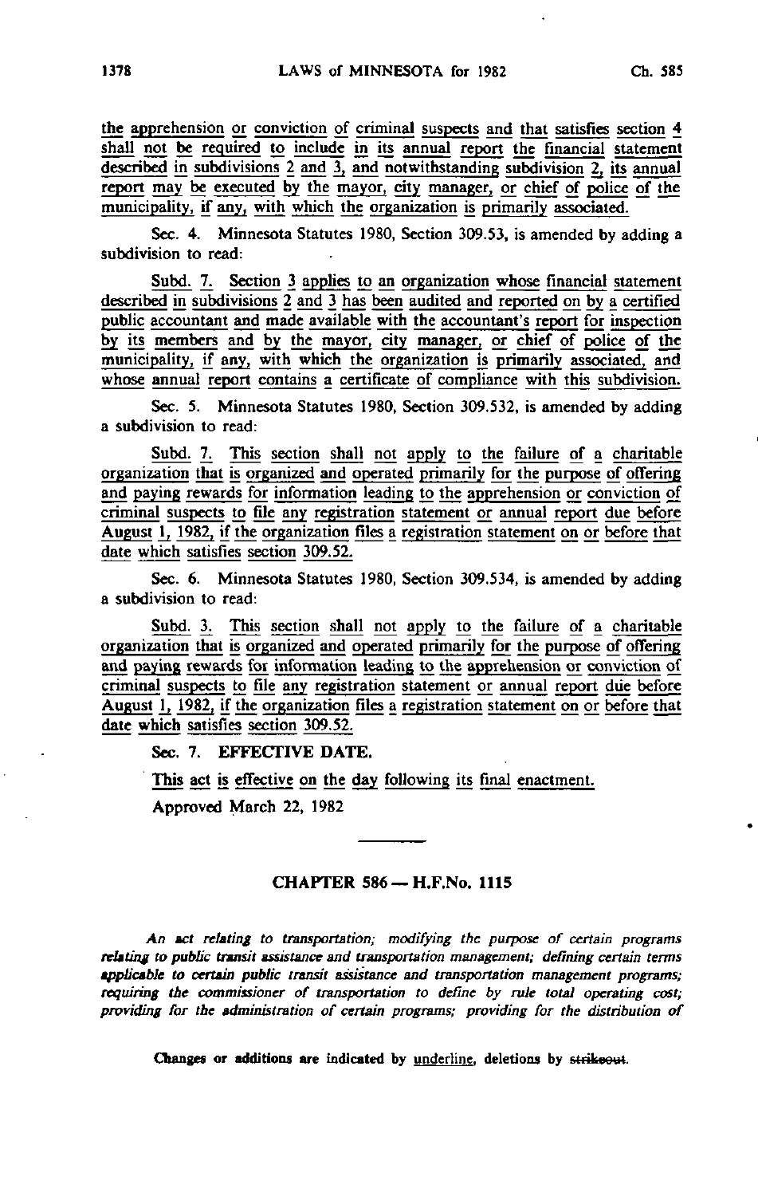the apprehension or conviction of criminal suspects and that satisfies section 4 shall not be required to include in its annual report the financial statement described in subdivisions 2 and 3, and notwithstanding subdivision 2, its annual report may be executed by the mayor, city manager, or chief of police of the municipality, if any, with which the organization is primarily associated.

Sec. 4. Minnesota Statutes 1980, Section 309.53, is amended by adding a subdivision to read:

Subd. 7. Section 3 applies to an organization whose financial statement described in subdivisions 2 and 3 has been audited and reported on by a certified public accountant and made available with the accountant's report for inspection by its members and by the mayor, city manager, or chief of police of the municipality, if any, with which the organization is primarily associated, and whose annual report contains a certificate of compliance with this subdivision.

Sec. 5. Minnesota Statutes 1980, Section 309.532, is amended by adding a subdivision to read:

Subd. 7. This section shall not apply to the failure of a charitable organization that is organized and operated primarily for the purpose of offering and paying rewards for information leading to the apprehension or conviction of criminal suspects to file any registration statement or annual report due before August 1, 1982, if the organization files a registration statement on or before that date which satisfies section 309.52.

Sec. 6. Minnesota Statutes 1980, Section 309.534, is amended by adding a subdivision to read:

Subd. 3. This section shall not apply to the failure of a charitable organization that is organized and operated primarily for the purpose of offering and paying rewards for information leading to the apprehension or conviction of criminal suspects to file any registration statement or annual report due before August 1, 1982, if the organization files a registration statement on or before that date which satisfies section 309.52.

Sec. 7. **EFFECTIVE DATE.**

This act is effective on the day following its final enactment.

Approved March 22, 1982

## CHAPTER 586 — H.F.No. 1115

*An act relating to transportation; modifying the purpose of certain programs relating to public transit assistance and transportation management; defining certain terms applicable to certain public transit assistance and transportation management programs; requiring the commissioner of transportation to define by rule total operating cost; providing for the administration of certain programs; providing for the distribution of*

Changes or additions are indicated by underline, deletions by ~~strikeout~~.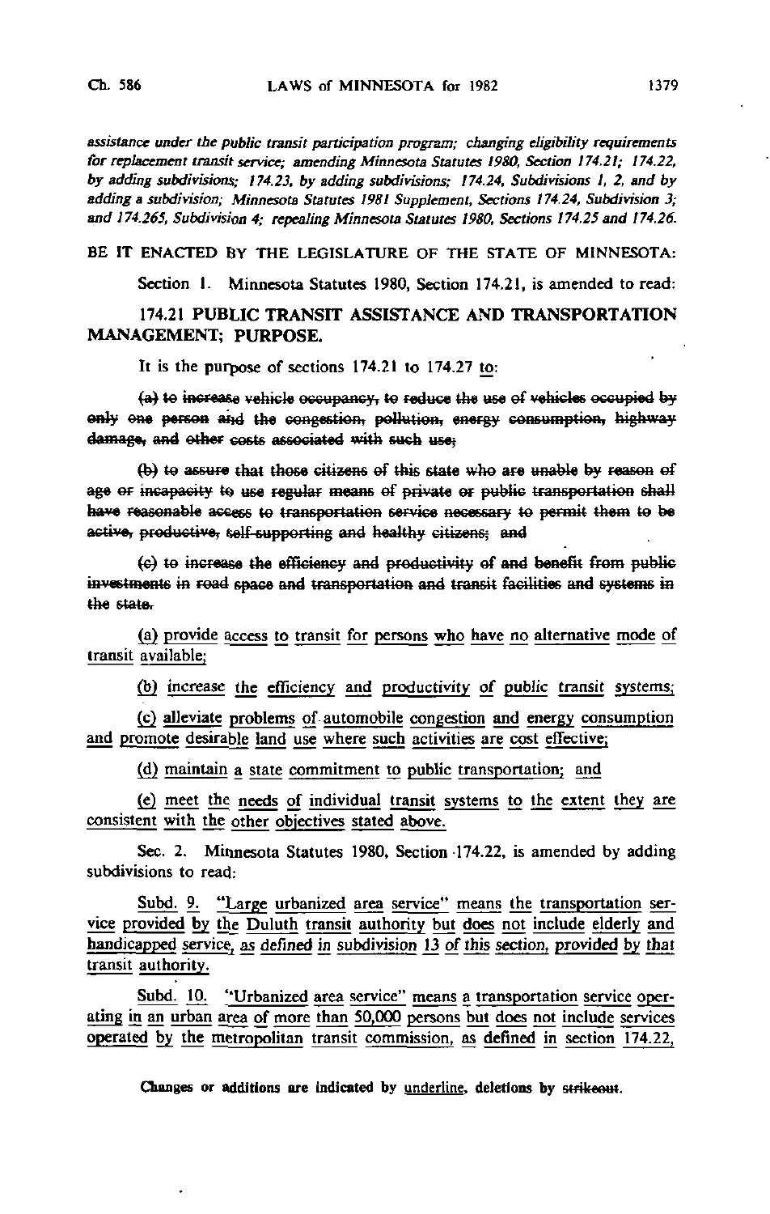*assistance under the public transit participation program; changing eligibility requirements for replacement transit service; amending Minnesota Statutes 1980, Section 174.21; 174.22, by adding subdivisions; 174.23, by adding subdivisions; 174.24, Subdivisions 1, 2, and by adding a subdivision; Minnesota Statutes 1981 Supplement, Sections 174.24, Subdivision 3; and 174.265, Subdivision 4; repealing Minnesota Statutes 1980, Sections 174.25 and 174.26.*

BE IT ENACTED BY THE LEGISLATURE OF THE STATE OF MINNESOTA:

Section 1. Minnesota Statutes 1980, Section 174.21, is amended to read:

## 174.21 PUBLIC TRANSIT ASSISTANCE AND TRANSPORTATION MANAGEMENT; PURPOSE.

It is the purpose of sections 174.21 to 174.27 <u>to</u>:

~~(a) to increase vehicle occupancy, to reduce the use of vehicles occupied by only one person and the congestion, pollution, energy consumption, highway damage, and other costs associated with such use;~~

~~(b) to assure that those citizens of this state who are unable by reason of age or incapacity to use regular means of private or public transportation shall have reasonable access to transportation service necessary to permit them to be active, productive, self-supporting and healthy citizens; and~~

~~(c) to increase the efficiency and productivity of and benefit from public investments in road space and transportation and transit facilities and systems in the state.~~

<u>(a) provide access to transit for persons who have no alternative mode of transit available;</u>

<u>(b) increase the efficiency and productivity of public transit systems;</u>

<u>(c) alleviate problems of automobile congestion and energy consumption and promote desirable land use where such activities are cost effective;</u>

<u>(d) maintain a state commitment to public transportation; and</u>

<u>(e) meet the needs of individual transit systems to the extent they are consistent with the other objectives stated above.</u>

Sec. 2. Minnesota Statutes 1980, Section 174.22, is amended by adding subdivisions to read:

<u>Subd. 9. "Large urbanized area service" means the transportation service provided by the Duluth transit authority but does not include elderly and handicapped service, as defined in subdivision 13 of this section, provided by that transit authority.</u>

<u>Subd. 10. "Urbanized area service" means a transportation service operating in an urban area of more than 50,000 persons but does not include services operated by the metropolitan transit commission, as defined in section 174.22,</u>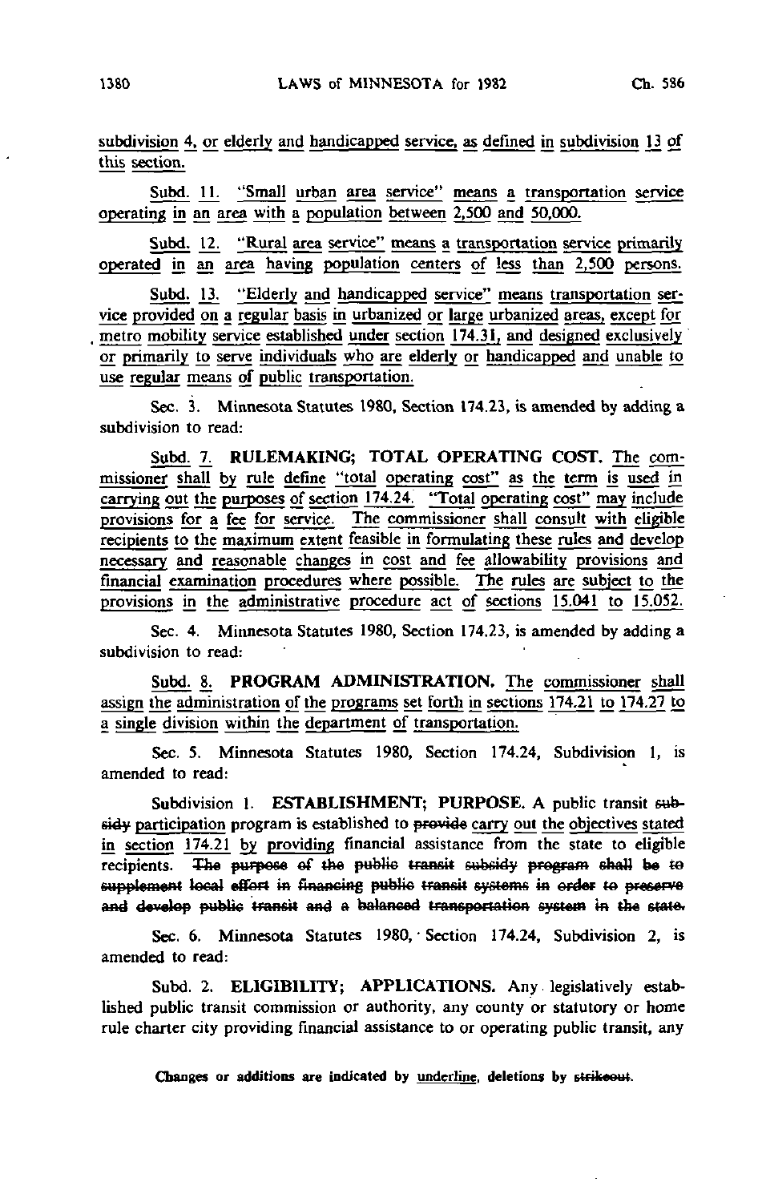subdivision 4, or elderly and handicapped service, as defined in subdivision 13 of this section.

Subd. 11. "Small urban area service" means a transportation service operating in an area with a population between 2,500 and 50,000.

Subd. 12. "Rural area service" means a transportation service primarily operated in an area having population centers of less than 2,500 persons.

Subd. 13. "Elderly and handicapped service" means transportation service provided on a regular basis in urbanized or large urbanized areas, except for metro mobility service established under section 174.31, and designed exclusively or primarily to serve individuals who are elderly or handicapped and unable to use regular means of public transportation.

Sec. 3. Minnesota Statutes 1980, Section 174.23, is amended by adding a subdivision to read:

Subd. 7. **RULEMAKING; TOTAL OPERATING COST.** The commissioner shall by rule define "total operating cost" as the term is used in carrying out the purposes of section 174.24. "Total operating cost" may include provisions for a fee for service. The commissioner shall consult with eligible recipients to the maximum extent feasible in formulating these rules and develop necessary and reasonable changes in cost and fee allowability provisions and financial examination procedures where possible. The rules are subject to the provisions in the administrative procedure act of sections 15.041 to 15.052.

Sec. 4. Minnesota Statutes 1980, Section 174.23, is amended by adding a subdivision to read:

Subd. 8. **PROGRAM ADMINISTRATION.** The commissioner shall assign the administration of the programs set forth in sections 174.21 to 174.27 to a single division within the department of transportation.

Sec. 5. Minnesota Statutes 1980, Section 174.24, Subdivision 1, is amended to read:

Subdivision 1. **ESTABLISHMENT; PURPOSE.** A public transit ~~subsidy~~ participation program is established to ~~provide~~ carry out the objectives stated in section 174.21 by providing financial assistance from the state to eligible recipients. ~~The purpose of the public transit subsidy program shall be to supplement local effort in financing public transit systems in order to preserve and develop public transit and a balanced transportation system in the state.~~

Sec. 6. Minnesota Statutes 1980, Section 174.24, Subdivision 2, is amended to read:

Subd. 2. **ELIGIBILITY; APPLICATIONS.** Any legislatively established public transit commission or authority, any county or statutory or home rule charter city providing financial assistance to or operating public transit, any

Changes or additions are indicated by underline, deletions by ~~strikeout~~.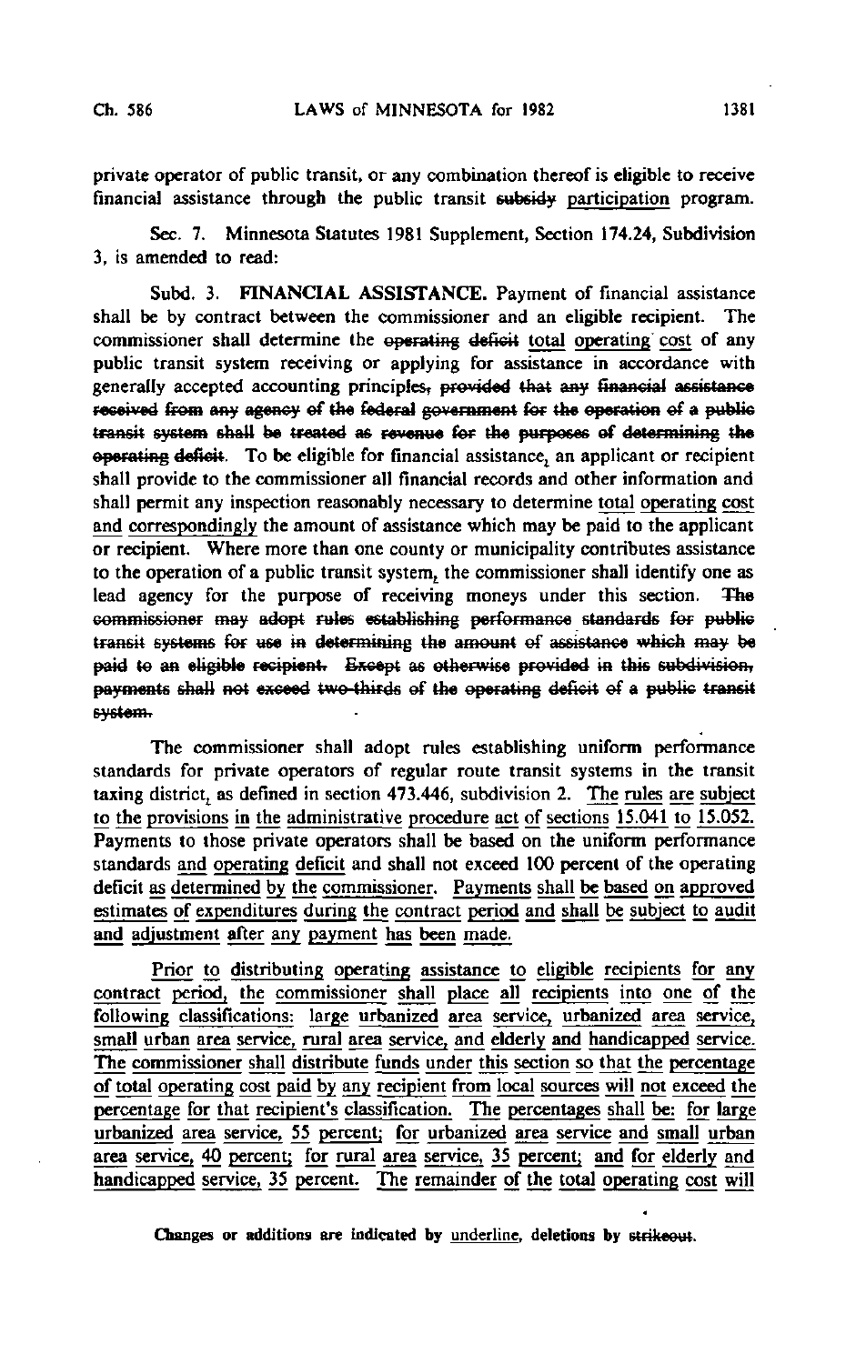private operator of public transit, or any combination thereof is eligible to receive financial assistance through the public transit ~~subsidy~~ participation program.

Sec. 7. Minnesota Statutes 1981 Supplement, Section 174.24, Subdivision 3, is amended to read:

Subd. 3. **FINANCIAL ASSISTANCE.** Payment of financial assistance shall be by contract between the commissioner and an eligible recipient. The commissioner shall determine the ~~operating deficit~~ total operating cost of any public transit system receiving or applying for assistance in accordance with generally accepted accounting principles~~, provided that any financial assistance received from any agency of the federal government for the operation of a public transit system shall be treated as revenue for the purposes of determining the operating deficit~~. To be eligible for financial assistance, an applicant or recipient shall provide to the commissioner all financial records and other information and shall permit any inspection reasonably necessary to determine total operating cost and correspondingly the amount of assistance which may be paid to the applicant or recipient. Where more than one county or municipality contributes assistance to the operation of a public transit system, the commissioner shall identify one as lead agency for the purpose of receiving moneys under this section. ~~The commissioner may adopt rules establishing performance standards for public transit systems for use in determining the amount of assistance which may be paid to an eligible recipient. Except as otherwise provided in this subdivision, payments shall not exceed two-thirds of the operating deficit of a public transit system.~~

The commissioner shall adopt rules establishing uniform performance standards for private operators of regular route transit systems in the transit taxing district, as defined in section 473.446, subdivision 2. The rules are subject to the provisions in the administrative procedure act of sections 15.041 to 15.052. Payments to those private operators shall be based on the uniform performance standards and operating deficit and shall not exceed 100 percent of the operating deficit as determined by the commissioner. Payments shall be based on approved estimates of expenditures during the contract period and shall be subject to audit and adjustment after any payment has been made.

Prior to distributing operating assistance to eligible recipients for any contract period, the commissioner shall place all recipients into one of the following classifications: large urbanized area service, urbanized area service, small urban area service, rural area service, and elderly and handicapped service. The commissioner shall distribute funds under this section so that the percentage of total operating cost paid by any recipient from local sources will not exceed the percentage for that recipient's classification. The percentages shall be: for large urbanized area service, 55 percent; for urbanized area service and small urban area service, 40 percent; for rural area service, 35 percent; and for elderly and handicapped service, 35 percent. The remainder of the total operating cost will

Changes or additions are indicated by underline, deletions by ~~strikeout~~.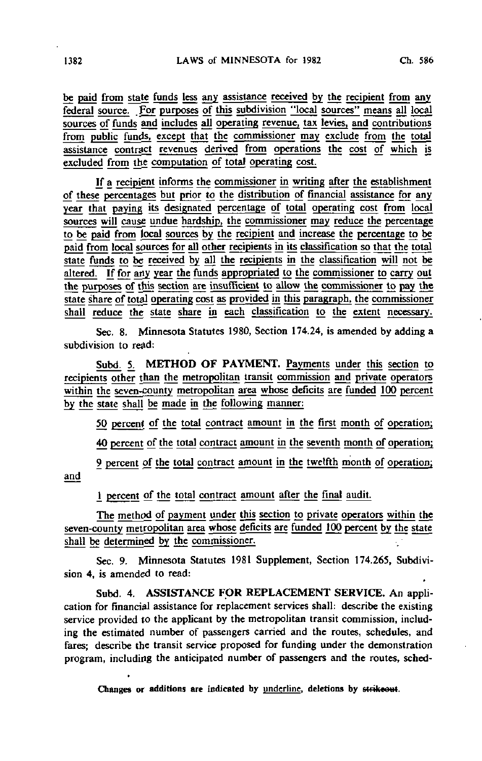be paid from state funds less any assistance received by the recipient from any federal source. For purposes of this subdivision "local sources" means all local sources of funds and includes all operating revenue, tax levies, and contributions from public funds, except that the commissioner may exclude from the total assistance contract revenues derived from operations the cost of which is excluded from the computation of total operating cost.

If a recipient informs the commissioner in writing after the establishment of these percentages but prior to the distribution of financial assistance for any year that paying its designated percentage of total operating cost from local sources will cause undue hardship, the commissioner may reduce the percentage to be paid from local sources by the recipient and increase the percentage to be paid from local sources for all other recipients in its classification so that the total state funds to be received by all the recipients in the classification will not be altered. If for any year the funds appropriated to the commissioner to carry out the purposes of this section are insufficient to allow the commissioner to pay the state share of total operating cost as provided in this paragraph, the commissioner shall reduce the state share in each classification to the extent necessary.

Sec. 8. Minnesota Statutes 1980, Section 174.24, is amended by adding a subdivision to read:

Subd. 5. METHOD OF PAYMENT. Payments under this section to recipients other than the metropolitan transit commission and private operators within the seven-county metropolitan area whose deficits are funded 100 percent by the state shall be made in the following manner:

50 percent of the total contract amount in the first month of operation;

40 percent of the total contract amount in the seventh month of operation;

9 percent of the total contract amount in the twelfth month of operation; and

1 percent of the total contract amount after the final audit.

The method of payment under this section to private operators within the seven-county metropolitan area whose deficits are funded 100 percent by the state shall be determined by the commissioner.

Sec. 9. Minnesota Statutes 1981 Supplement, Section 174.265, Subdivision 4, is amended to read:

Subd. 4. ASSISTANCE FOR REPLACEMENT SERVICE. An application for financial assistance for replacement services shall: describe the existing service provided to the applicant by the metropolitan transit commission, including the estimated number of passengers carried and the routes, schedules, and fares; describe the transit service proposed for funding under the demonstration program, including the anticipated number of passengers and the routes, sched-

Changes or additions are indicated by underline, deletions by ~~strikeout~~.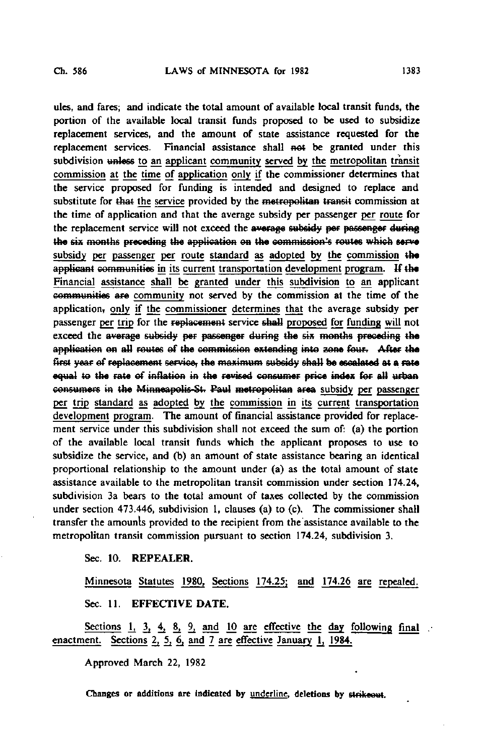ules, and fares; and indicate the total amount of available local transit funds, the portion of the available local transit funds proposed to be used to subsidize replacement services, and the amount of state assistance requested for the replacement services. Financial assistance shall ~~not~~ be granted under this subdivision ~~unless~~ to an applicant community served by the metropolitan transit commission at the time of application only if the commissioner determines that the service proposed for funding is intended and designed to replace and substitute for ~~that~~ the service provided by the ~~metropolitan transit~~ commission at the time of application and that the average subsidy per passenger per route for the replacement service will not exceed the ~~average subsidy per passenger during the six months preceding the application on the commission's routes which serve~~ subsidy per passenger per route standard as adopted by the commission ~~the applicant communities~~ in its current transportation development program. ~~If the~~ Financial assistance shall be granted under this subdivision to an applicant ~~communities are~~ community not served by the commission at the time of the application~~,~~ only if the commissioner determines that the average subsidy per passenger per trip for the ~~replacement~~ service ~~shall~~ proposed for funding will not exceed the ~~average subsidy per passenger during the six months preceding the application on all routes of the commission extending into zone four. After the first year of replacement service, the maximum subsidy shall be escalated at a rate equal to the rate of inflation in the revised consumer price index for all urban consumers in the Minneapolis-St. Paul metropolitan area~~ subsidy per passenger per trip standard as adopted by the commission in its current transportation development program. The amount of financial assistance provided for replacement service under this subdivision shall not exceed the sum of: (a) the portion of the available local transit funds which the applicant proposes to use to subsidize the service, and (b) an amount of state assistance bearing an identical proportional relationship to the amount under (a) as the total amount of state assistance available to the metropolitan transit commission under section 174.24, subdivision 3a bears to the total amount of taxes collected by the commission under section 473.446, subdivision 1, clauses (a) to (c). The commissioner shall transfer the amounts provided to the recipient from the assistance available to the metropolitan transit commission pursuant to section 174.24, subdivision 3.

Sec. 10. **REPEALER.**

Minnesota Statutes 1980, Sections 174.25; and 174.26 are repealed.

Sec. 11. **EFFECTIVE DATE.**

Sections 1, 3, 4, 8, 9, and 10 are effective the day following final enactment. Sections 2, 5, 6, and 7 are effective January 1, 1984.

Approved March 22, 1982

Changes or additions are indicated by underline, deletions by ~~strikeout~~.